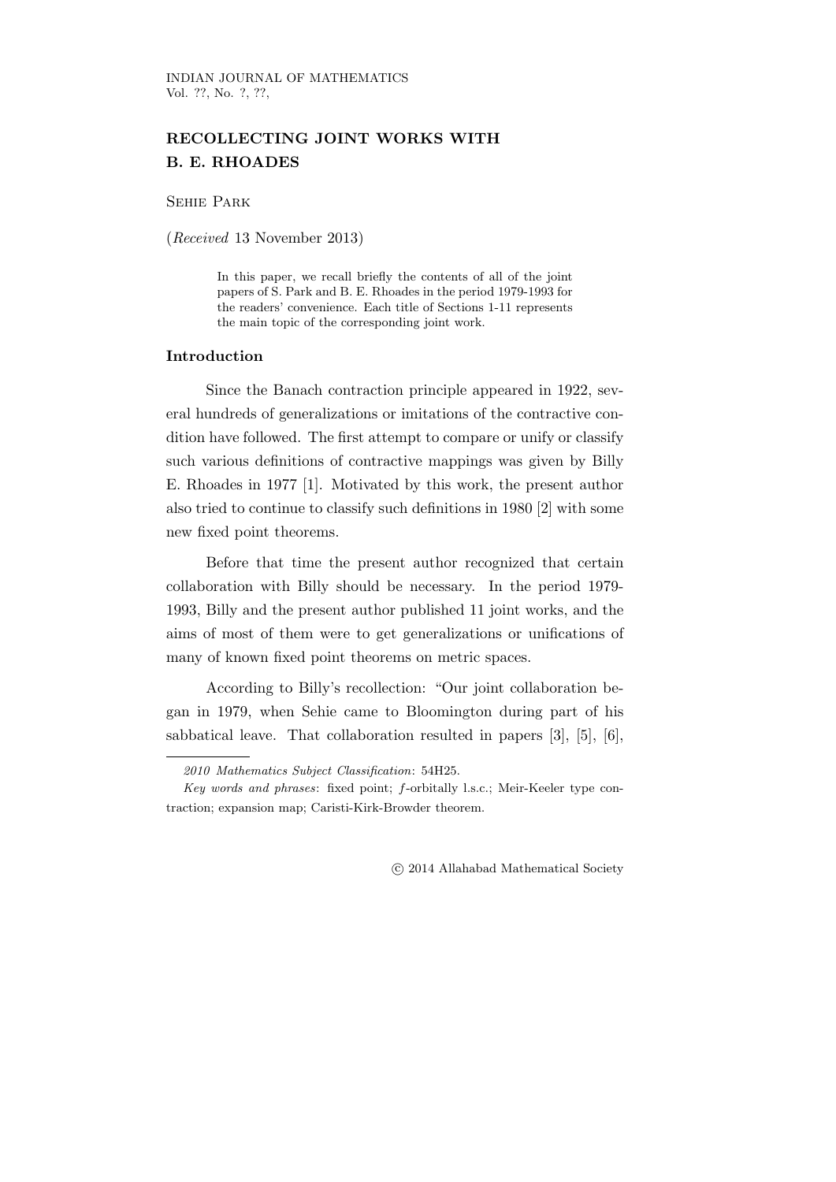# RECOLLECTING JOINT WORKS WITH B. E. RHOADES

Sehie Park

(*Received* 13 November 2013)

> In this paper, we recall briefly the contents of all of the joint papers of S. Park and B. E. Rhoades in the period 1979-1993 for the readers' convenience. Each title of Sections 1-11 represents the main topic of the corresponding joint work.

## Introduction

Since the Banach contraction principle appeared in 1922, several hundreds of generalizations or imitations of the contractive condition have followed. The first attempt to compare or unify or classify such various definitions of contractive mappings was given by Billy E. Rhoades in 1977 [1]. Motivated by this work, the present author also tried to continue to classify such definitions in 1980 [2] with some new fixed point theorems.

Before that time the present author recognized that certain collaboration with Billy should be necessary. In the period 1979-1993, Billy and the present author published 11 joint works, and the aims of most of them were to get generalizations or unifications of many of known fixed point theorems on metric spaces.

According to Billy's recollection: "Our joint collaboration began in 1979, when Sehie came to Bloomington during part of his sabbatical leave. That collaboration resulted in papers [3], [5], [6],

---

*2010 Mathematics Subject Classification*: 54H25.

*Key words and phrases*: fixed point; $f$-orbitally l.s.c.; Meir-Keeler type contraction; expansion map; Caristi-Kirk-Browder theorem.

© 2014 Allahabad Mathematical Society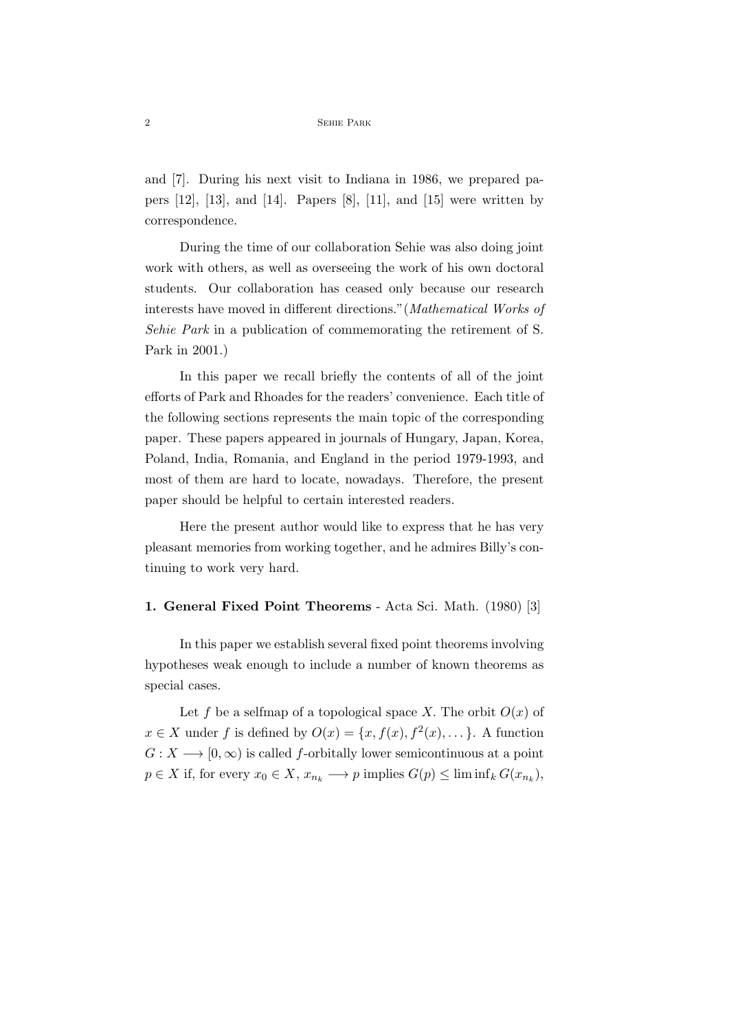and [7]. During his next visit to Indiana in 1986, we prepared papers [12], [13], and [14]. Papers [8], [11], and [15] were written by correspondence.

During the time of our collaboration Sehie was also doing joint work with others, as well as overseeing the work of his own doctoral students. Our collaboration has ceased only because our research interests have moved in different directions."(*Mathematical Works of Sehie Park* in a publication of commemorating the retirement of S. Park in 2001.)

In this paper we recall briefly the contents of all of the joint efforts of Park and Rhoades for the readers' convenience. Each title of the following sections represents the main topic of the corresponding paper. These papers appeared in journals of Hungary, Japan, Korea, Poland, India, Romania, and England in the period 1979-1993, and most of them are hard to locate, nowadays. Therefore, the present paper should be helpful to certain interested readers.

Here the present author would like to express that he has very pleasant memories from working together, and he admires Billy's continuing to work very hard.

**1. General Fixed Point Theorems** - Acta Sci. Math. (1980) [3]

In this paper we establish several fixed point theorems involving hypotheses weak enough to include a number of known theorems as special cases.

Let $f$ be a selfmap of a topological space $X$. The orbit $O(x)$ of $x \in X$ under $f$ is defined by $O(x) = \{x, f(x), f^2(x), \dots\}$. A function $G : X \longrightarrow [0, \infty)$ is called $f$-orbitally lower semicontinuous at a point $p \in X$ if, for every $x_0 \in X$, $x_{n_k} \longrightarrow p$ implies $G(p) \leq \liminf_k G(x_{n_k})$,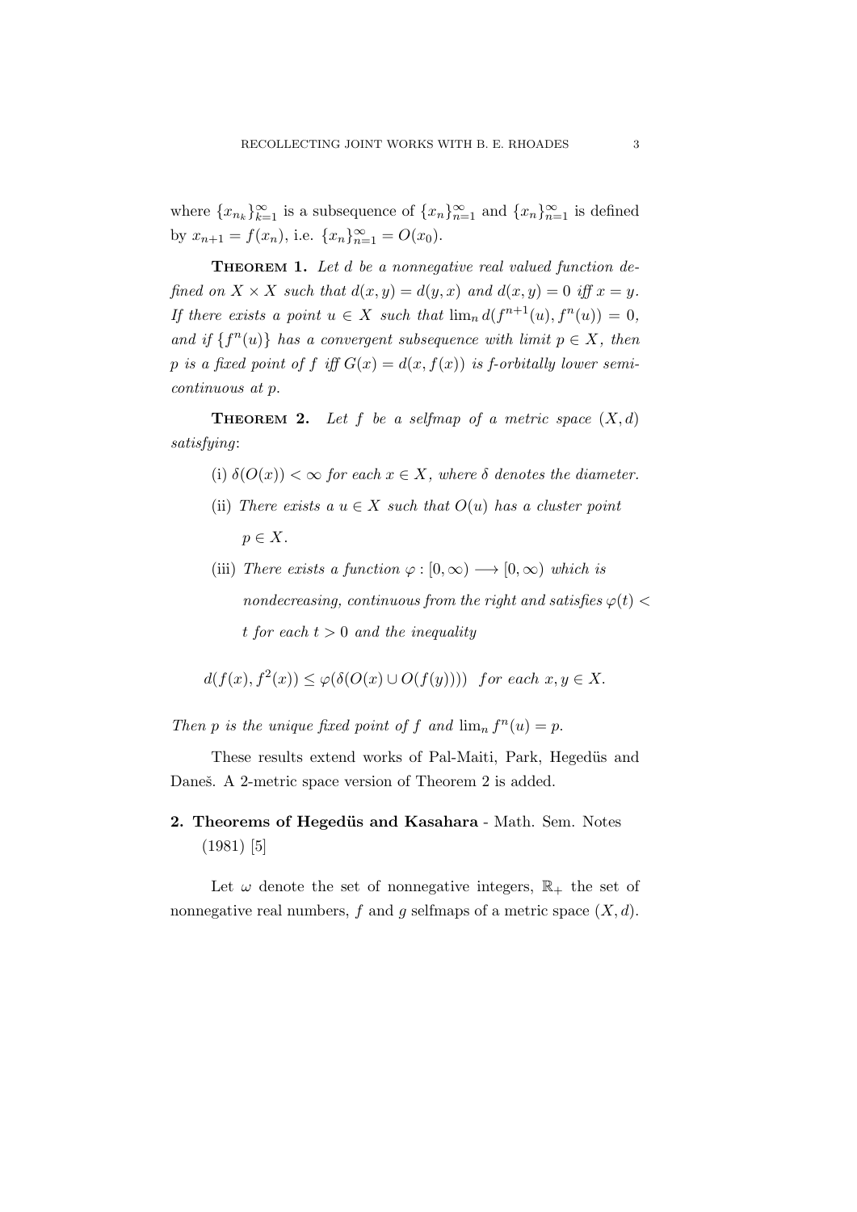where $\{x_{n_k}\}_{k=1}^{\infty}$ is a subsequence of $\{x_n\}_{n=1}^{\infty}$ and $\{x_n\}_{n=1}^{\infty}$ is defined by $x_{n+1} = f(x_n)$, i.e. $\{x_n\}_{n=1}^{\infty} = O(x_0)$.

**Theorem 1.** *Let $d$ be a nonnegative real valued function defined on $X \times X$ such that $d(x, y) = d(y, x)$ and $d(x, y) = 0$ iff $x = y$. If there exists a point $u \in X$ such that $\lim_n d(f^{n+1}(u), f^n(u)) = 0$, and if $\{f^n(u)\}$ has a convergent subsequence with limit $p \in X$, then $p$ is a fixed point of $f$ iff $G(x) = d(x, f(x))$ is $f$-orbitally lower semi-continuous at $p$.*

**Theorem 2.** *Let $f$ be a selfmap of a metric space $(X, d)$ satisfying*:

(i) *$\delta(O(x)) < \infty$ for each $x \in X$, where $\delta$ denotes the diameter.*

(ii) *There exists a $u \in X$ such that $O(u)$ has a cluster point $p \in X$.*

(iii) *There exists a function $\varphi : [0, \infty) \longrightarrow [0, \infty)$ which is nondecreasing, continuous from the right and satisfies $\varphi(t) < t$ for each $t > 0$ and the inequality*

$$d(f(x), f^2(x)) \leq \varphi(\delta(O(x) \cup O(f(y)))) \quad \textit{for each } x, y \in X.$$

*Then $p$ is the unique fixed point of $f$ and $\lim_n f^n(u) = p$.*

These results extend works of Pal-Maiti, Park, Hegedüs and Daneš. A 2-metric space version of Theorem 2 is added.

## 2. Theorems of Hegedüs and Kasahara - Math. Sem. Notes (1981) [5]

Let $\omega$ denote the set of nonnegative integers, $\mathbb{R}_+$ the set of nonnegative real numbers, $f$ and $g$ selfmaps of a metric space $(X, d)$.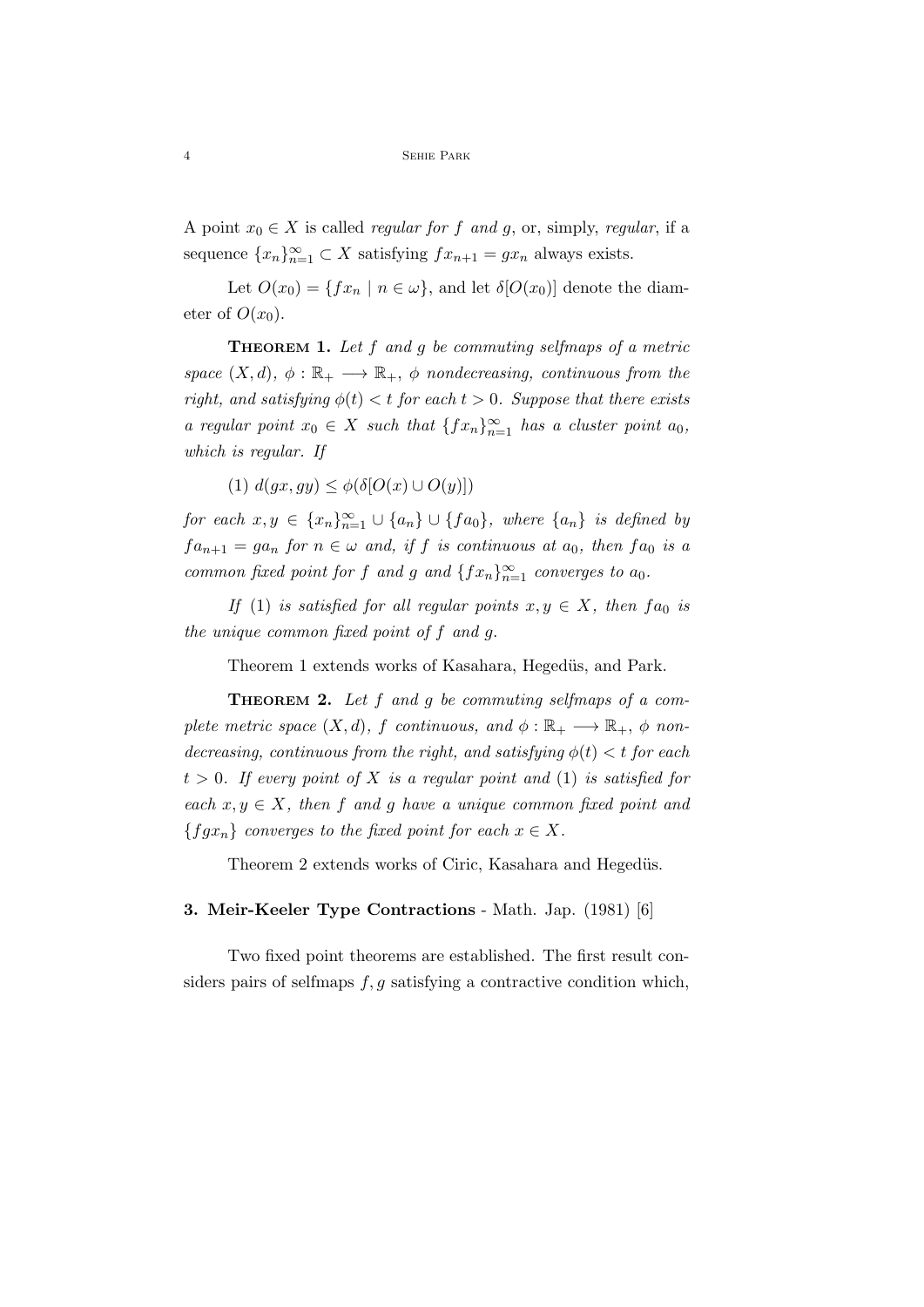A point $x_0 \in X$ is called *regular for $f$ and $g$*, or, simply, *regular*, if a sequence $\{x_n\}_{n=1}^{\infty} \subset X$ satisfying $fx_{n+1} = gx_n$ always exists.

Let $O(x_0) = \{fx_n \mid n \in \omega\}$, and let $\delta[O(x_0)]$ denote the diameter of $O(x_0)$.

**Theorem 1.** *Let $f$ and $g$ be commuting selfmaps of a metric space $(X, d)$, $\phi : \mathbb{R}_+ \longrightarrow \mathbb{R}_+$, $\phi$ nondecreasing, continuous from the right, and satisfying $\phi(t) < t$ for each $t > 0$. Suppose that there exists a regular point $x_0 \in X$ such that $\{fx_n\}_{n=1}^{\infty}$ has a cluster point $a_0$, which is regular. If*

(1) $d(gx, gy) \leq \phi(\delta[O(x) \cup O(y)])$

*for each $x, y \in \{x_n\}_{n=1}^{\infty} \cup \{a_n\} \cup \{fa_0\}$, where $\{a_n\}$ is defined by $fa_{n+1} = ga_n$ for $n \in \omega$ and, if $f$ is continuous at $a_0$, then $fa_0$ is a common fixed point for $f$ and $g$ and $\{fx_n\}_{n=1}^{\infty}$ converges to $a_0$.*

*If* (1) *is satisfied for all regular points $x, y \in X$, then $fa_0$ is the unique common fixed point of $f$ and $g$.*

Theorem 1 extends works of Kasahara, Hegedüs, and Park.

**Theorem 2.** *Let $f$ and $g$ be commuting selfmaps of a complete metric space $(X, d)$, $f$ continuous, and $\phi : \mathbb{R}_+ \longrightarrow \mathbb{R}_+$, $\phi$ nondecreasing, continuous from the right, and satisfying $\phi(t) < t$ for each $t > 0$. If every point of $X$ is a regular point and* (1) *is satisfied for each $x, y \in X$, then $f$ and $g$ have a unique common fixed point and $\{fgx_n\}$ converges to the fixed point for each $x \in X$.*

Theorem 2 extends works of Ciric, Kasahara and Hegedüs.

### 3. Meir-Keeler Type Contractions - Math. Jap. (1981) [6]

Two fixed point theorems are established. The first result considers pairs of selfmaps $f, g$ satisfying a contractive condition which,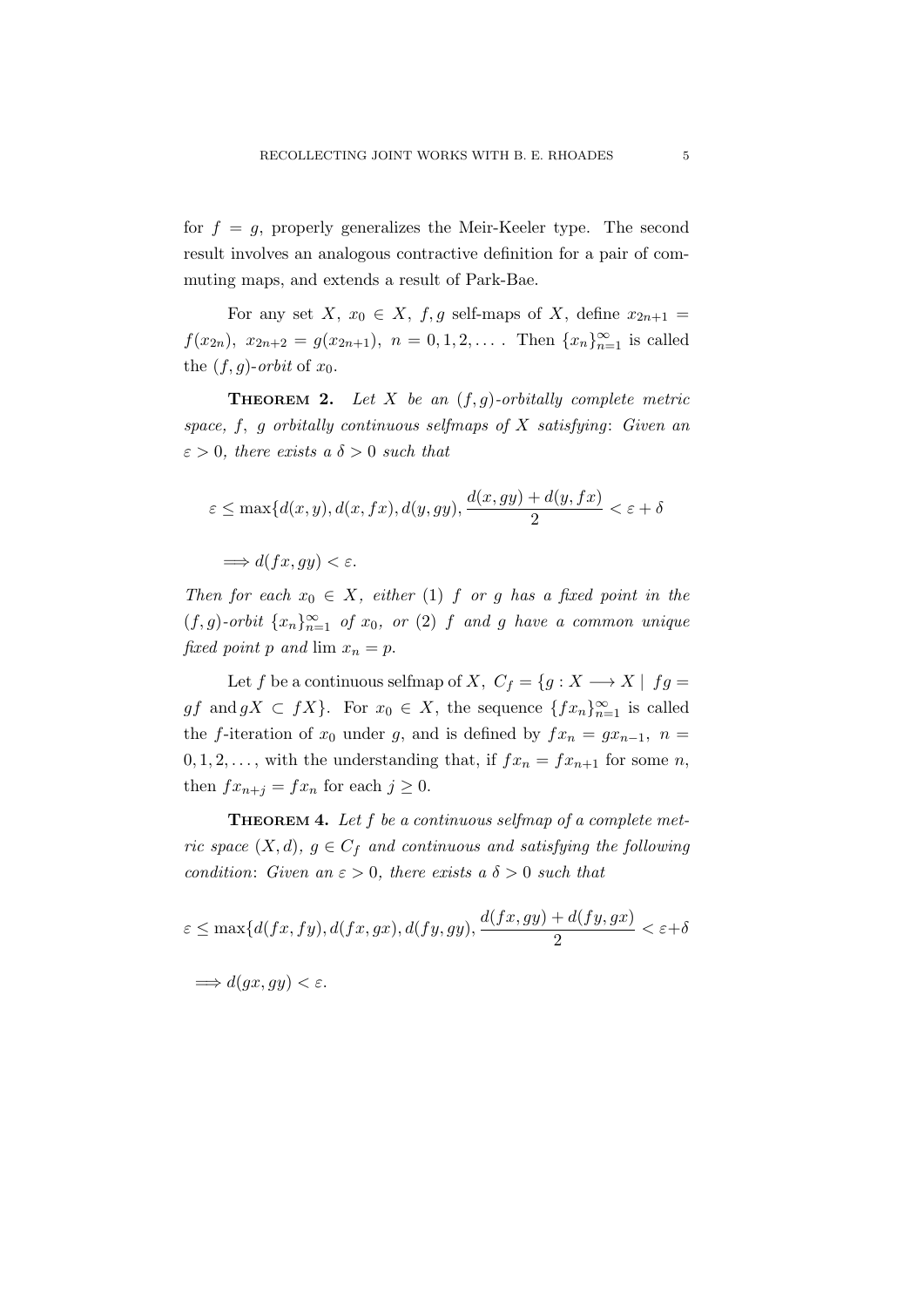for $f = g$, properly generalizes the Meir-Keeler type. The second result involves an analogous contractive definition for a pair of commuting maps, and extends a result of Park-Bae.

For any set $X$, $x_0 \in X$, $f, g$ self-maps of $X$, define $x_{2n+1} = f(x_{2n})$, $x_{2n+2} = g(x_{2n+1})$, $n = 0, 1, 2, \dots$ . Then $\{x_n\}_{n=1}^{\infty}$ is called the $(f, g)$-*orbit* of $x_0$.

**Theorem 2.** *Let $X$ be an $(f, g)$-orbitally complete metric space, $f$, $g$ orbitally continuous selfmaps of $X$ satisfying: Given an $\varepsilon > 0$, there exists a $\delta > 0$ such that*

$$\varepsilon \leq \max\{d(x, y), d(x, fx), d(y, gy), \frac{d(x, gy) + d(y, fx)}{2} < \varepsilon + \delta$$

$$\Longrightarrow d(fx, gy) < \varepsilon.$$

*Then for each $x_0 \in X$, either* (1) *$f$ or $g$ has a fixed point in the $(f, g)$-orbit $\{x_n\}_{n=1}^{\infty}$ of $x_0$, or* (2) *$f$ and $g$ have a common unique fixed point $p$ and $\lim x_n = p$.*

Let $f$ be a continuous selfmap of $X$, $C_f = \{g : X \longrightarrow X \mid fg = gf \text{ and } gX \subset fX\}$. For $x_0 \in X$, the sequence $\{fx_n\}_{n=1}^{\infty}$ is called the $f$-iteration of $x_0$ under $g$, and is defined by $fx_n = gx_{n-1}$, $n = 0, 1, 2, \dots$, with the understanding that, if $fx_n = fx_{n+1}$ for some $n$, then $fx_{n+j} = fx_n$ for each $j \geq 0$.

**Theorem 4.** *Let $f$ be a continuous selfmap of a complete metric space $(X, d)$, $g \in C_f$ and continuous and satisfying the following condition: Given an $\varepsilon > 0$, there exists a $\delta > 0$ such that*

$$\varepsilon \leq \max\{d(fx, fy), d(fx, gx), d(fy, gy), \frac{d(fx, gy) + d(fy, gx)}{2} < \varepsilon + \delta$$

$$\Longrightarrow d(gx, gy) < \varepsilon.$$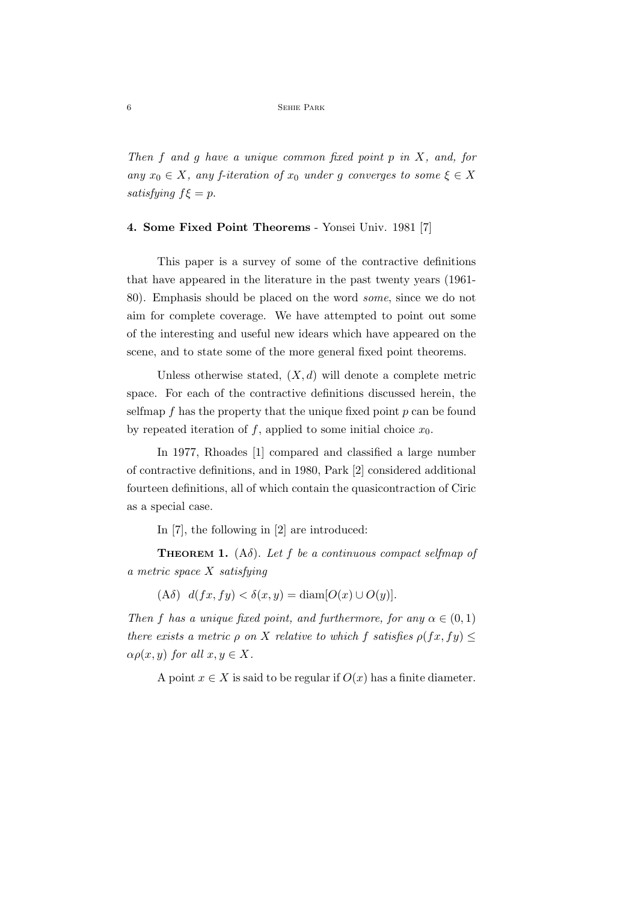*Then $f$ and $g$ have a unique common fixed point $p$ in $X$, and, for any $x_0 \in X$, any $f$-iteration of $x_0$ under $g$ converges to some $\xi \in X$ satisfying $f\xi = p$.*

**4. Some Fixed Point Theorems** - Yonsei Univ. 1981 [7]

This paper is a survey of some of the contractive definitions that have appeared in the literature in the past twenty years (1961-80). Emphasis should be placed on the word *some*, since we do not aim for complete coverage. We have attempted to point out some of the interesting and useful new idears which have appeared on the scene, and to state some of the more general fixed point theorems.

Unless otherwise stated, $(X, d)$ will denote a complete metric space. For each of the contractive definitions discussed herein, the selfmap $f$ has the property that the unique fixed point $p$ can be found by repeated iteration of $f$, applied to some initial choice $x_0$.

In 1977, Rhoades [1] compared and classified a large number of contractive definitions, and in 1980, Park [2] considered additional fourteen definitions, all of which contain the quasicontraction of Ciric as a special case.

In [7], the following in [2] are introduced:

**Theorem 1.** (A$\delta$). *Let $f$ be a continuous compact selfmap of a metric space $X$ satisfying*

(A$\delta$) $d(fx, fy) < \delta(x, y) = \text{diam}[O(x) \cup O(y)]$.

*Then $f$ has a unique fixed point, and furthermore, for any $\alpha \in (0, 1)$ there exists a metric $\rho$ on $X$ relative to which $f$ satisfies $\rho(fx, fy) \leq \alpha\rho(x, y)$ for all $x, y \in X$.*

A point $x \in X$ is said to be regular if $O(x)$ has a finite diameter.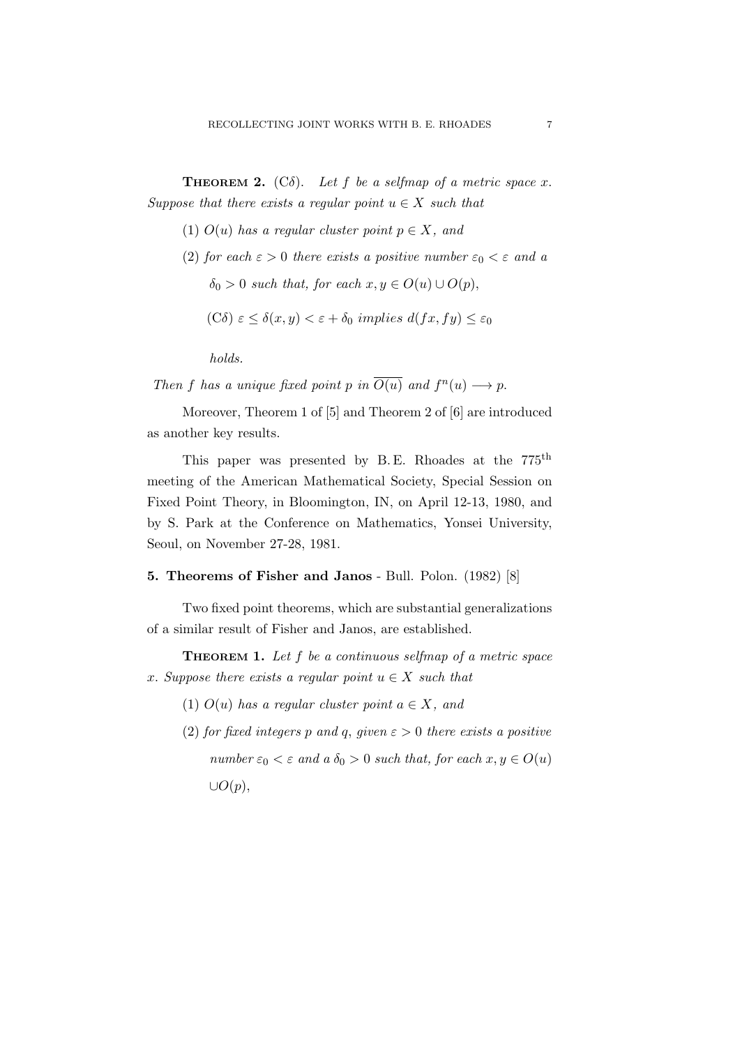**Theorem 2.** (C$\delta$). *Let $f$ be a selfmap of a metric space $x$. Suppose that there exists a regular point $u \in X$ such that*

(1) *$O(u)$ has a regular cluster point $p \in X$, and*

(2) *for each $\varepsilon > 0$ there exists a positive number $\varepsilon_0 < \varepsilon$ and a $\delta_0 > 0$ such that, for each $x, y \in O(u) \cup O(p)$,*

   (C$\delta$) *$\varepsilon \leq \delta(x, y) < \varepsilon + \delta_0$ implies $d(fx, fy) \leq \varepsilon_0$*

   *holds.*

*Then $f$ has a unique fixed point $p$ in $\overline{O(u)}$ and $f^n(u) \longrightarrow p$.*

Moreover, Theorem 1 of [5] and Theorem 2 of [6] are introduced as another key results.

This paper was presented by B. E. Rhoades at the 775[th] meeting of the American Mathematical Society, Special Session on Fixed Point Theory, in Bloomington, IN, on April 12-13, 1980, and by S. Park at the Conference on Mathematics, Yonsei University, Seoul, on November 27-28, 1981.

### 5. Theorems of Fisher and Janos - Bull. Polon. (1982) [8]

Two fixed point theorems, which are substantial generalizations of a similar result of Fisher and Janos, are established.

**Theorem 1.** *Let $f$ be a continuous selfmap of a metric space $x$. Suppose there exists a regular point $u \in X$ such that*

(1) *$O(u)$ has a regular cluster point $a \in X$, and*

(2) *for fixed integers $p$ and $q$, given $\varepsilon > 0$ there exists a positive number $\varepsilon_0 < \varepsilon$ and a $\delta_0 > 0$ such that, for each $x, y \in O(u)$ $\cup O(p)$,*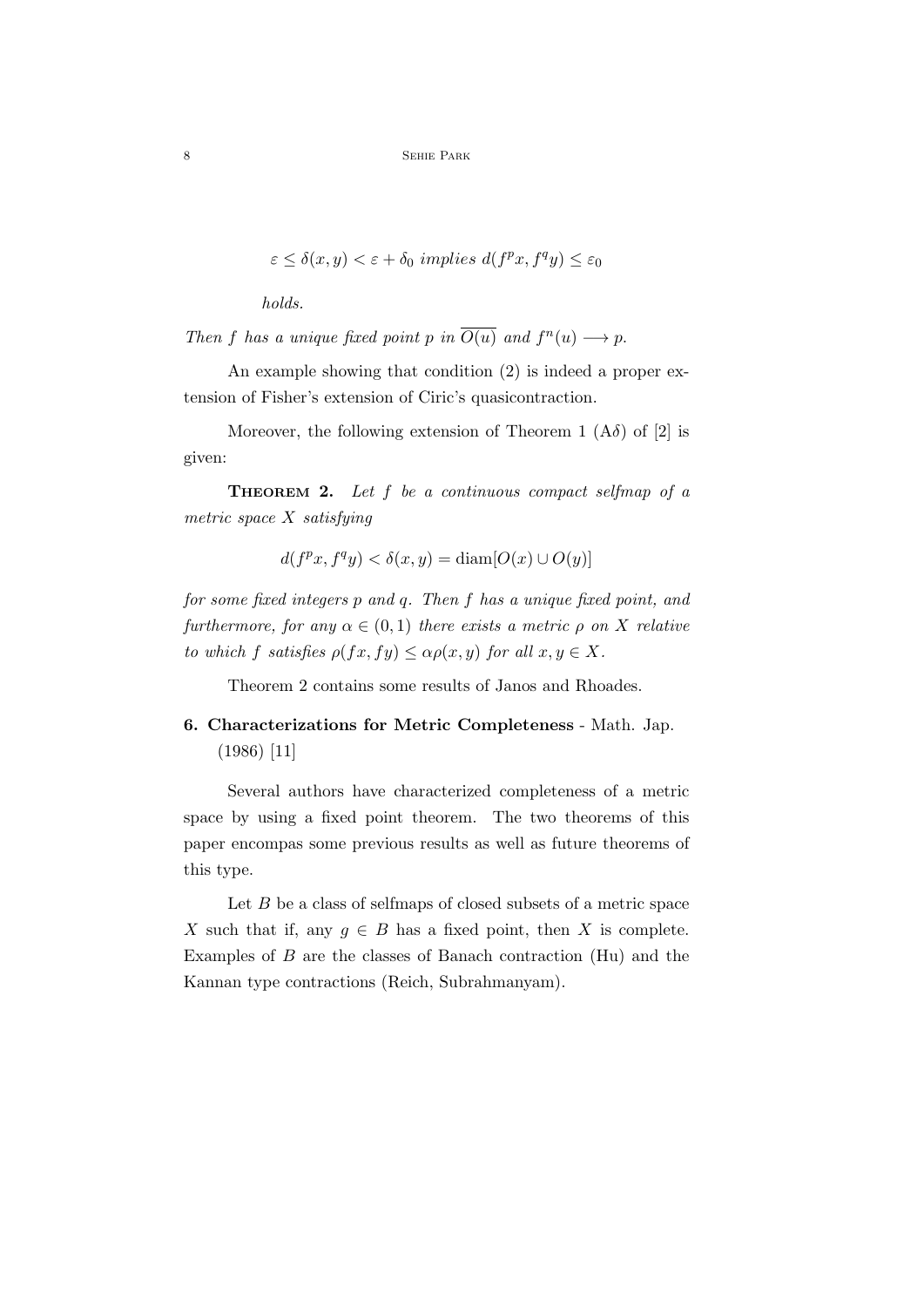$$\varepsilon \leq \delta(x,y) < \varepsilon + \delta_0 \text{ implies } d(f^p x, f^q y) \leq \varepsilon_0$$

*holds.*

*Then $f$ has a unique fixed point $p$ in $\overline{O(u)}$ and $f^n(u) \longrightarrow p$.*

An example showing that condition (2) is indeed a proper extension of Fisher's extension of Ciric's quasicontraction.

Moreover, the following extension of Theorem 1 (A$\delta$) of [2] is given:

**Theorem 2.** *Let $f$ be a continuous compact selfmap of a metric space $X$ satisfying*

$$d(f^p x, f^q y) < \delta(x,y) = \operatorname{diam}[O(x) \cup O(y)]$$

*for some fixed integers $p$ and $q$. Then $f$ has a unique fixed point, and furthermore, for any $\alpha \in (0,1)$ there exists a metric $\rho$ on $X$ relative to which $f$ satisfies $\rho(fx, fy) \leq \alpha\rho(x,y)$ for all $x, y \in X$.*

Theorem 2 contains some results of Janos and Rhoades.

**6. Characterizations for Metric Completeness** - Math. Jap. (1986) [11]

Several authors have characterized completeness of a metric space by using a fixed point theorem. The two theorems of this paper encompas some previous results as well as future theorems of this type.

Let $B$ be a class of selfmaps of closed subsets of a metric space $X$ such that if, any $g \in B$ has a fixed point, then $X$ is complete. Examples of $B$ are the classes of Banach contraction (Hu) and the Kannan type contractions (Reich, Subrahmanyam).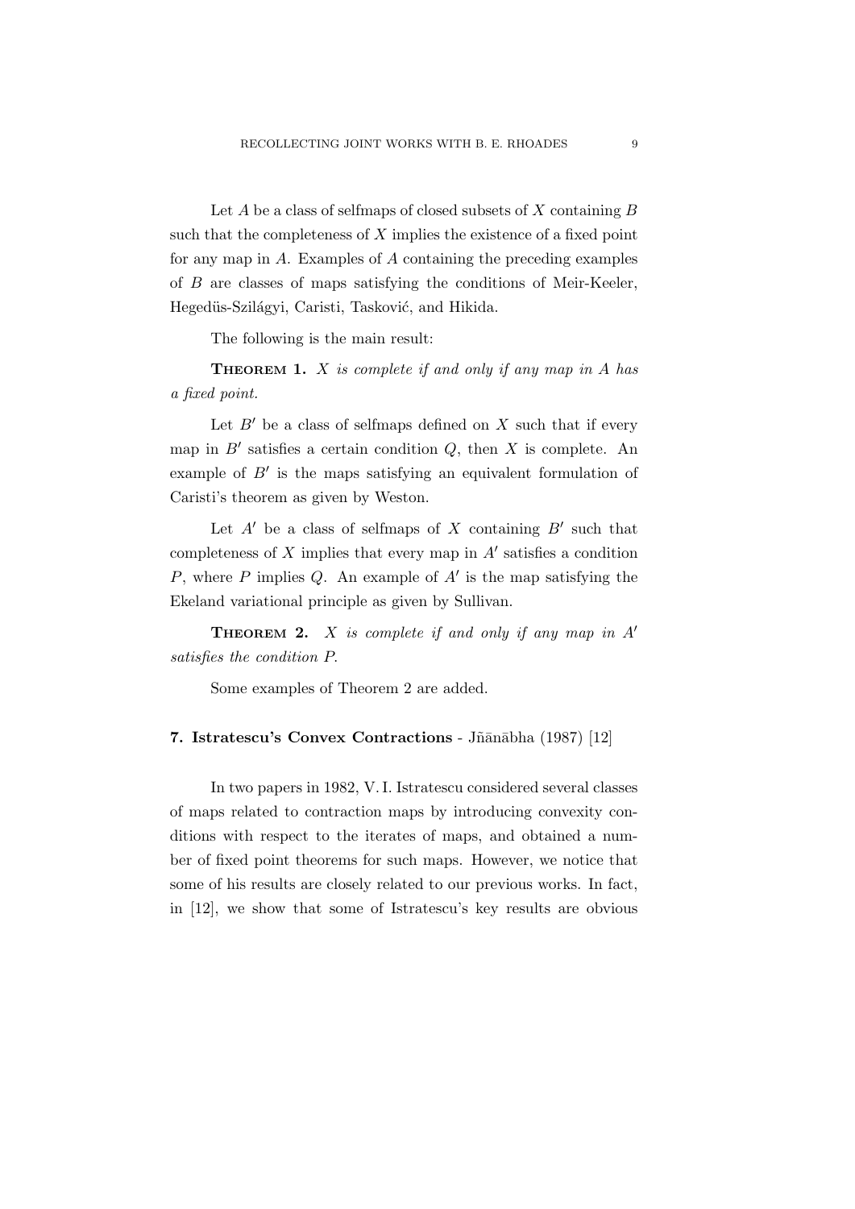Let $A$ be a class of selfmaps of closed subsets of $X$ containing $B$ such that the completeness of $X$ implies the existence of a fixed point for any map in $A$. Examples of $A$ containing the preceding examples of $B$ are classes of maps satisfying the conditions of Meir-Keeler, Hegedüs-Szilágyi, Caristi, Tasković, and Hikida.

The following is the main result:

**Theorem 1.** *$X$ is complete if and only if any map in $A$ has a fixed point.*

Let $B'$ be a class of selfmaps defined on $X$ such that if every map in $B'$ satisfies a certain condition $Q$, then $X$ is complete. An example of $B'$ is the maps satisfying an equivalent formulation of Caristi's theorem as given by Weston.

Let $A'$ be a class of selfmaps of $X$ containing $B'$ such that completeness of $X$ implies that every map in $A'$ satisfies a condition $P$, where $P$ implies $Q$. An example of $A'$ is the map satisfying the Ekeland variational principle as given by Sullivan.

**Theorem 2.** *$X$ is complete if and only if any map in $A'$ satisfies the condition $P$.*

Some examples of Theorem 2 are added.

### 7. Istratescu's Convex Contractions - Jñānābha (1987) [12]

In two papers in 1982, V. I. Istratescu considered several classes of maps related to contraction maps by introducing convexity conditions with respect to the iterates of maps, and obtained a number of fixed point theorems for such maps. However, we notice that some of his results are closely related to our previous works. In fact, in [12], we show that some of Istratescu's key results are obvious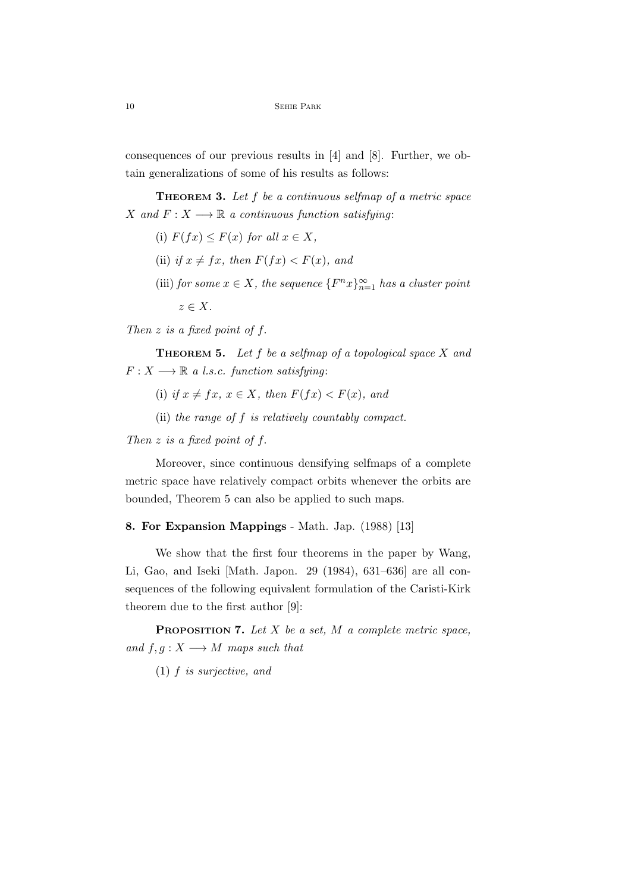consequences of our previous results in [4] and [8]. Further, we obtain generalizations of some of his results as follows:

**Theorem 3.** *Let $f$ be a continuous selfmap of a metric space $X$ and $F : X \longrightarrow \mathbb{R}$ a continuous function satisfying*:

(i) *$F(fx) \leq F(x)$ for all $x \in X$,*

(ii) *if $x \neq fx$, then $F(fx) < F(x)$, and*

(iii) *for some $x \in X$, the sequence $\{F^n x\}_{n=1}^{\infty}$ has a cluster point $z \in X$.*

*Then $z$ is a fixed point of $f$.*

**Theorem 5.** *Let $f$ be a selfmap of a topological space $X$ and $F : X \longrightarrow \mathbb{R}$ a l.s.c. function satisfying*:

(i) *if $x \neq fx$, $x \in X$, then $F(fx) < F(x)$, and*

(ii) *the range of $f$ is relatively countably compact.*

*Then $z$ is a fixed point of $f$.*

Moreover, since continuous densifying selfmaps of a complete metric space have relatively compact orbits whenever the orbits are bounded, Theorem 5 can also be applied to such maps.

## 8. For Expansion Mappings - Math. Jap. (1988) [13]

We show that the first four theorems in the paper by Wang, Li, Gao, and Iseki [Math. Japon. 29 (1984), 631–636] are all consequences of the following equivalent formulation of the Caristi-Kirk theorem due to the first author [9]:

**Proposition 7.** *Let $X$ be a set, $M$ a complete metric space, and $f, g : X \longrightarrow M$ maps such that*

(1) *$f$ is surjective, and*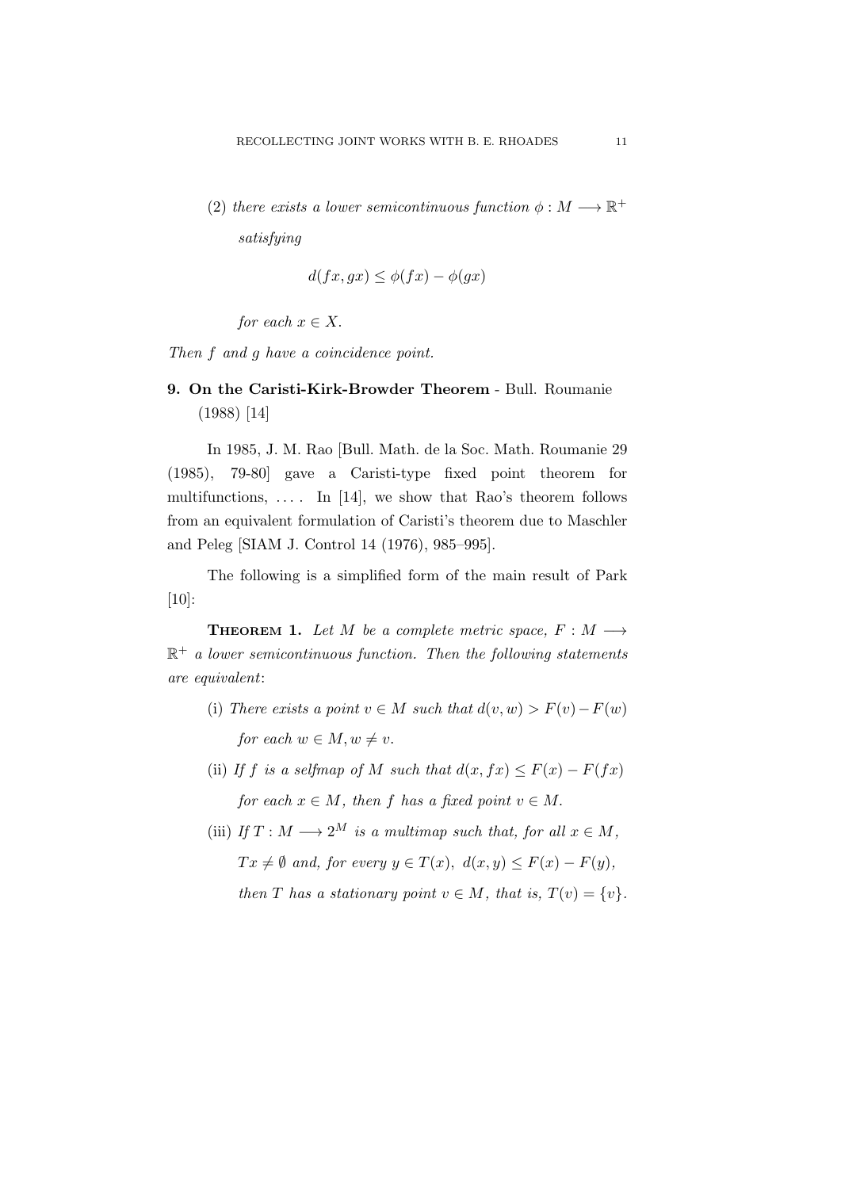(2) *there exists a lower semicontinuous function* $\phi : M \longrightarrow \mathbb{R}^+$ *satisfying*

$$d(fx, gx) \leq \phi(fx) - \phi(gx)$$

*for each* $x \in X$.

*Then* $f$ *and* $g$ *have a coincidence point.*

## 9. On the Caristi-Kirk-Browder Theorem - Bull. Roumanie (1988) [14]

In 1985, J. M. Rao [Bull. Math. de la Soc. Math. Roumanie 29 (1985), 79-80] gave a Caristi-type fixed point theorem for multifunctions, .... In [14], we show that Rao's theorem follows from an equivalent formulation of Caristi's theorem due to Maschler and Peleg [SIAM J. Control 14 (1976), 985–995].

The following is a simplified form of the main result of Park [10]:

**Theorem 1.** *Let* $M$ *be a complete metric space,* $F : M \longrightarrow \mathbb{R}^+$ *a lower semicontinuous function. Then the following statements are equivalent*:

(i) *There exists a point* $v \in M$ *such that* $d(v, w) > F(v) - F(w)$ *for each* $w \in M, w \neq v$.

(ii) *If* $f$ *is a selfmap of* $M$ *such that* $d(x, fx) \leq F(x) - F(fx)$ *for each* $x \in M$, *then* $f$ *has a fixed point* $v \in M$.

(iii) *If* $T : M \longrightarrow 2^M$ *is a multimap such that, for all* $x \in M$, $Tx \neq \emptyset$ *and, for every* $y \in T(x)$, $d(x, y) \leq F(x) - F(y)$, *then* $T$ *has a stationary point* $v \in M$, *that is,* $T(v) = \{v\}$.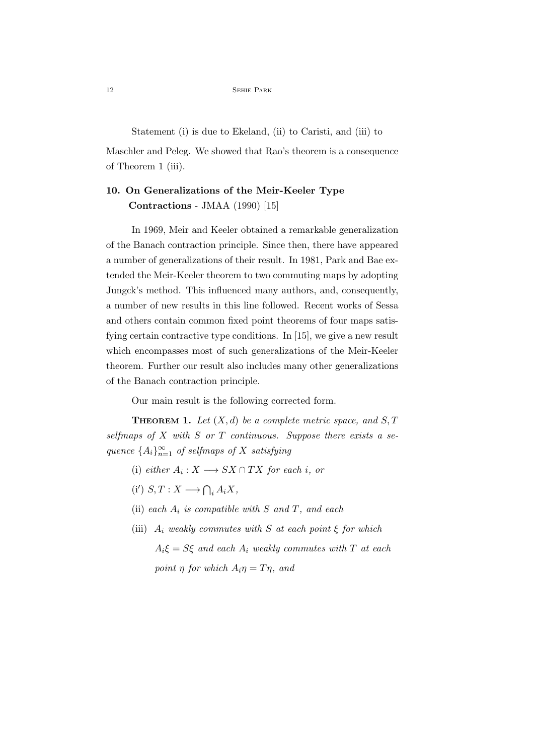Statement (i) is due to Ekeland, (ii) to Caristi, and (iii) to Maschler and Peleg. We showed that Rao's theorem is a consequence of Theorem 1 (iii).

## 10. On Generalizations of the Meir-Keeler Type Contractions - JMAA (1990) [15]

In 1969, Meir and Keeler obtained a remarkable generalization of the Banach contraction principle. Since then, there have appeared a number of generalizations of their result. In 1981, Park and Bae extended the Meir-Keeler theorem to two commuting maps by adopting Jungck's method. This influenced many authors, and, consequently, a number of new results in this line followed. Recent works of Sessa and others contain common fixed point theorems of four maps satisfying certain contractive type conditions. In [15], we give a new result which encompasses most of such generalizations of the Meir-Keeler theorem. Further our result also includes many other generalizations of the Banach contraction principle.

Our main result is the following corrected form.

**Theorem 1.** *Let $(X, d)$ be a complete metric space, and $S, T$ selfmaps of $X$ with $S$ or $T$ continuous. Suppose there exists a sequence $\{A_i\}_{n=1}^{\infty}$ of selfmaps of $X$ satisfying*

(i) *either $A_i : X \longrightarrow SX \cap TX$ for each $i$, or*

(i$'$) $S, T : X \longrightarrow \bigcap_i A_i X$,

(ii) *each $A_i$ is compatible with $S$ and $T$, and each*

(iii) *$A_i$ weakly commutes with $S$ at each point $\xi$ for which $A_i\xi = S\xi$ and each $A_i$ weakly commutes with $T$ at each point $\eta$ for which $A_i\eta = T\eta$, and*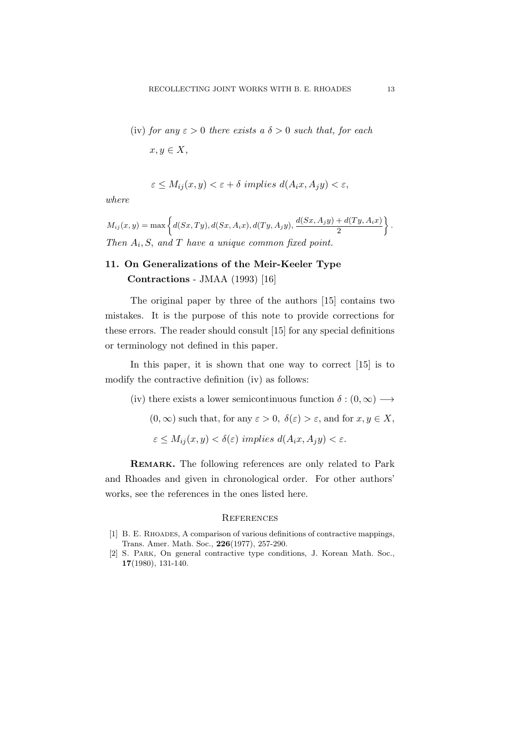(iv) *for any* $\varepsilon > 0$ *there exists a* $\delta > 0$ *such that, for each* $x, y \in X$,

$$\varepsilon \leq M_{ij}(x,y) < \varepsilon + \delta \textit{ implies } d(A_i x, A_j y) < \varepsilon,$$

*where*

$$M_{ij}(x,y) = \max\left\{ d(Sx,Ty), d(Sx,A_i x), d(Ty,A_j y), \frac{d(Sx,A_j y) + d(Ty,A_i x)}{2} \right\}.$$

*Then* $A_i, S$, *and* $T$ *have a unique common fixed point.*

## 11. On Generalizations of the Meir-Keeler Type Contractions - JMAA (1993) [16]

The original paper by three of the authors [15] contains two mistakes. It is the purpose of this note to provide corrections for these errors. The reader should consult [15] for any special definitions or terminology not defined in this paper.

In this paper, it is shown that one way to correct [15] is to modify the contractive definition (iv) as follows:

(iv) there exists a lower semicontinuous function $\delta : (0, \infty) \longrightarrow (0, \infty)$ such that, for any $\varepsilon > 0$, $\delta(\varepsilon) > \varepsilon$, and for $x, y \in X$,

$$\varepsilon \leq M_{ij}(x,y) < \delta(\varepsilon) \textit{ implies } d(A_i x, A_j y) < \varepsilon.$$

**Remark.** The following references are only related to Park and Rhoades and given in chronological order. For other authors' works, see the references in the ones listed here.

## References

[1] B. E. Rhoades, A comparison of various definitions of contractive mappings, Trans. Amer. Math. Soc., **226**(1977), 257-290.

[2] S. Park, On general contractive type conditions, J. Korean Math. Soc., **17**(1980), 131-140.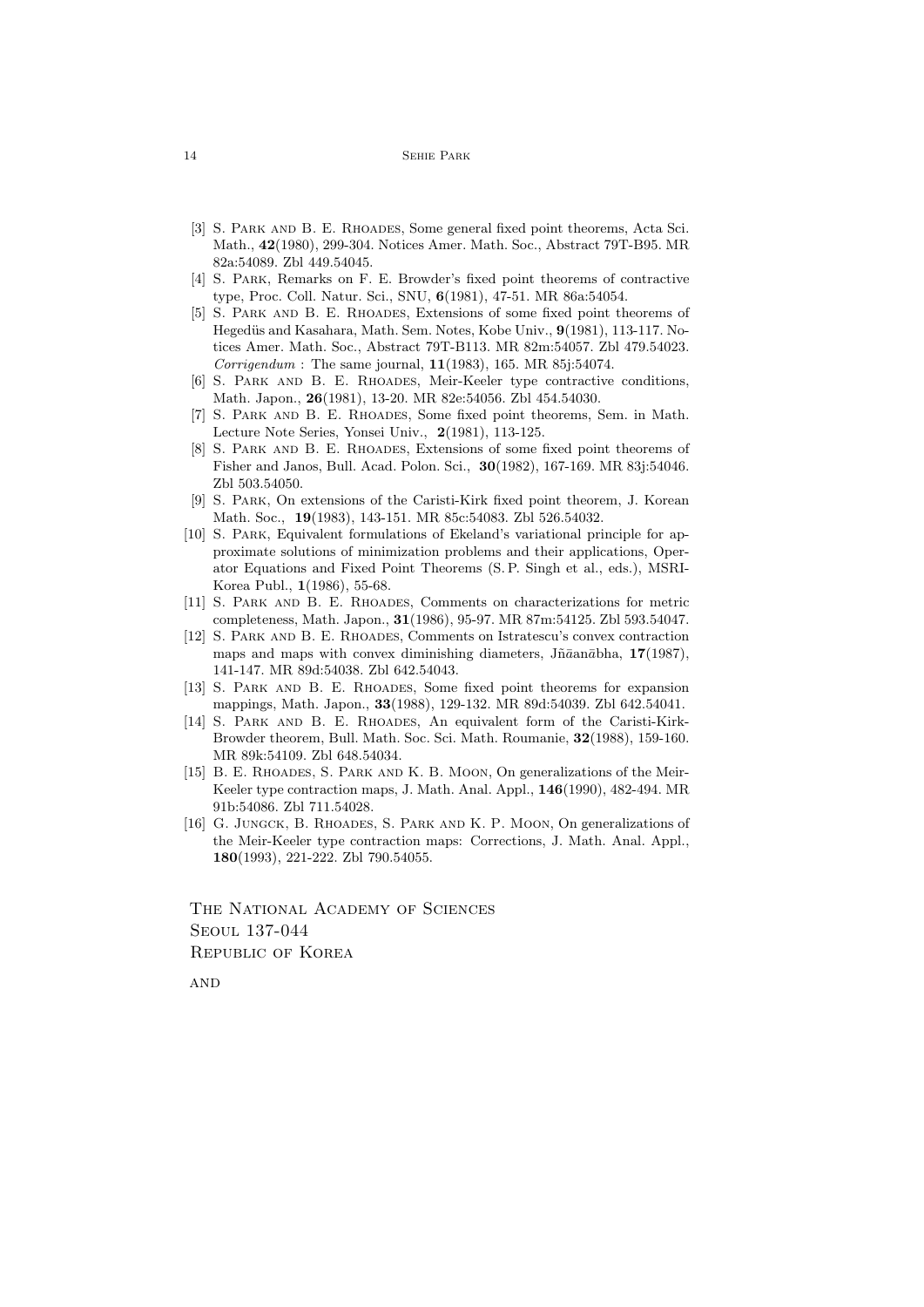[3] S. Park and B. E. Rhoades, Some general fixed point theorems, Acta Sci. Math., **42**(1980), 299-304. Notices Amer. Math. Soc., Abstract 79T-B95. MR 82a:54089. Zbl 449.54045.

[4] S. Park, Remarks on F. E. Browder's fixed point theorems of contractive type, Proc. Coll. Natur. Sci., SNU, **6**(1981), 47-51. MR 86a:54054.

[5] S. Park and B. E. Rhoades, Extensions of some fixed point theorems of Hegedüs and Kasahara, Math. Sem. Notes, Kobe Univ., **9**(1981), 113-117. Notices Amer. Math. Soc., Abstract 79T-B113. MR 82m:54057. Zbl 479.54023. *Corrigendum* : The same journal, **11**(1983), 165. MR 85j:54074.

[6] S. Park and B. E. Rhoades, Meir-Keeler type contractive conditions, Math. Japon., **26**(1981), 13-20. MR 82e:54056. Zbl 454.54030.

[7] S. Park and B. E. Rhoades, Some fixed point theorems, Sem. in Math. Lecture Note Series, Yonsei Univ., **2**(1981), 113-125.

[8] S. Park and B. E. Rhoades, Extensions of some fixed point theorems of Fisher and Janos, Bull. Acad. Polon. Sci., **30**(1982), 167-169. MR 83j:54046. Zbl 503.54050.

[9] S. Park, On extensions of the Caristi-Kirk fixed point theorem, J. Korean Math. Soc., **19**(1983), 143-151. MR 85c:54083. Zbl 526.54032.

[10] S. Park, Equivalent formulations of Ekeland's variational principle for approximate solutions of minimization problems and their applications, Operator Equations and Fixed Point Theorems (S. P. Singh et al., eds.), MSRI-Korea Publ., **1**(1986), 55-68.

[11] S. Park and B. E. Rhoades, Comments on characterizations for metric completeness, Math. Japon., **31**(1986), 95-97. MR 87m:54125. Zbl 593.54047.

[12] S. Park and B. E. Rhoades, Comments on Istratescu's convex contraction maps and maps with convex diminishing diameters, Jñānābha, **17**(1987), 141-147. MR 89d:54038. Zbl 642.54043.

[13] S. Park and B. E. Rhoades, Some fixed point theorems for expansion mappings, Math. Japon., **33**(1988), 129-132. MR 89d:54039. Zbl 642.54041.

[14] S. Park and B. E. Rhoades, An equivalent form of the Caristi-Kirk-Browder theorem, Bull. Math. Soc. Sci. Math. Roumanie, **32**(1988), 159-160. MR 89k:54109. Zbl 648.54034.

[15] B. E. Rhoades, S. Park and K. B. Moon, On generalizations of the Meir-Keeler type contraction maps, J. Math. Anal. Appl., **146**(1990), 482-494. MR 91b:54086. Zbl 711.54028.

[16] G. Jungck, B. Rhoades, S. Park and K. P. Moon, On generalizations of the Meir-Keeler type contraction maps: Corrections, J. Math. Anal. Appl., **180**(1993), 221-222. Zbl 790.54055.

The National Academy of Sciences
Seoul 137-044
Republic of Korea

and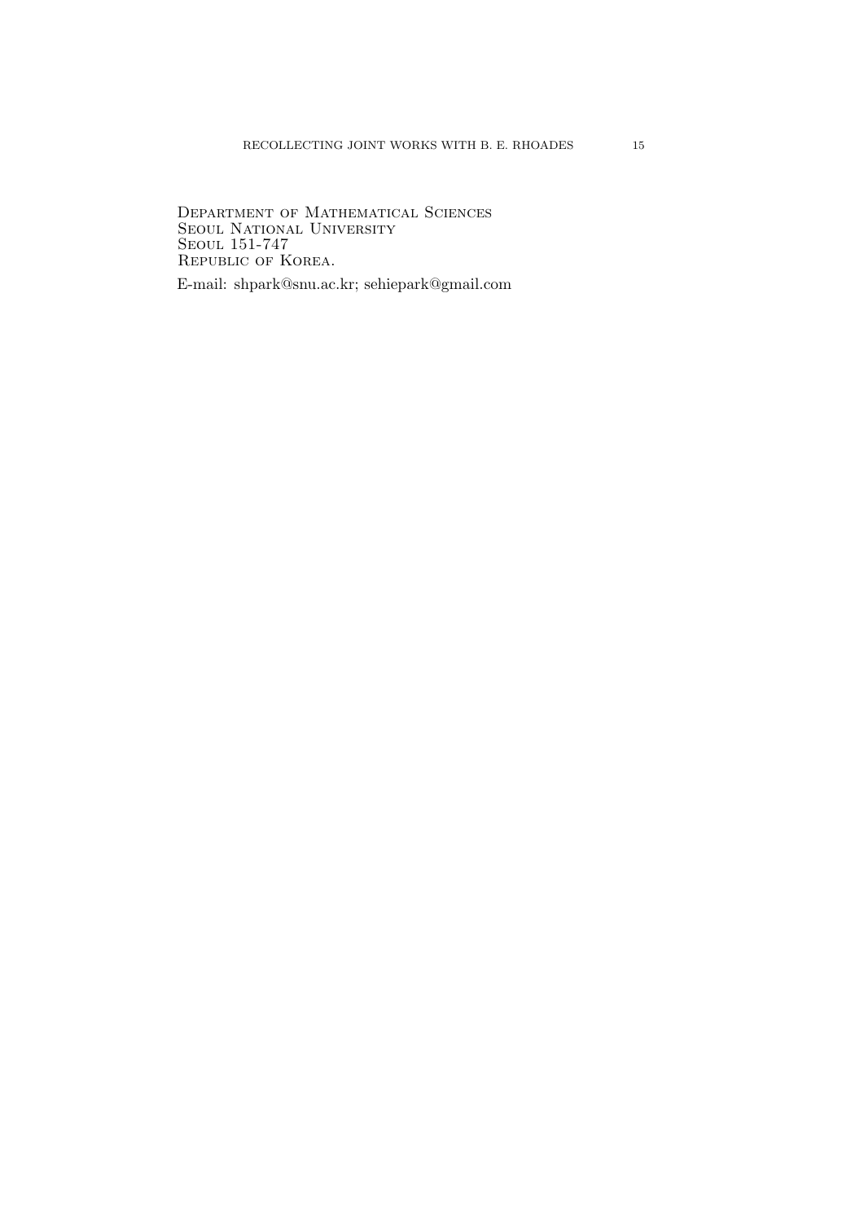Department of Mathematical Sciences
Seoul National University
Seoul 151-747
Republic of Korea.

E-mail: shpark@snu.ac.kr; sehiepark@gmail.com